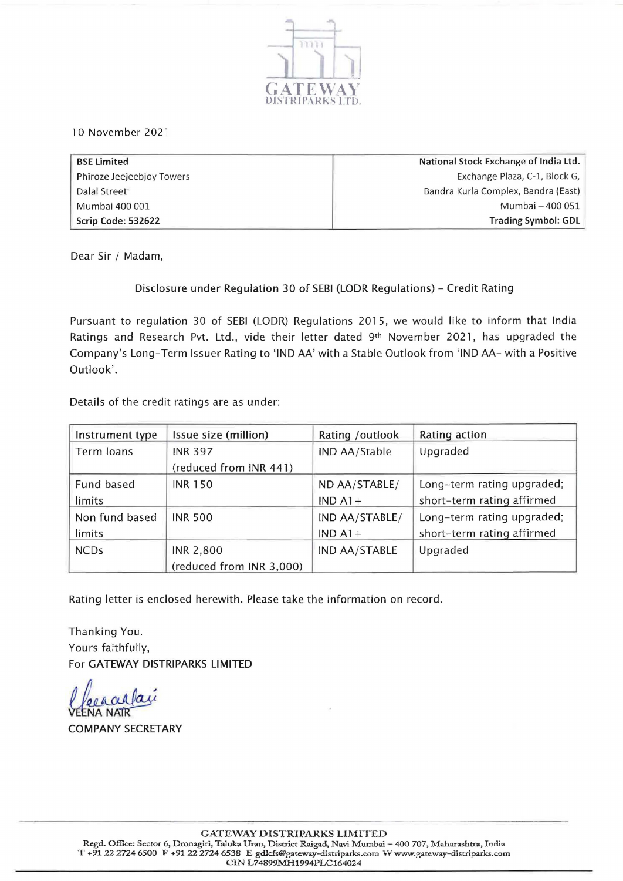GATEWAY DISTRIPARKS LTD.

10 November 2021

| BSE Limited | National Stock Exchange of India Ltd. |
|---|---|
| Phiroze Jeejeebjoy Towers | Exchange Plaza, C-1, Block G, |
| Dalal Street | Bandra Kurla Complex, Bandra (East) |
| Mumbai 400 001 | Mumbai – 400 051 |
| **Scrip Code: 532622** | **Trading Symbol: GDL** |

Dear Sir / Madam,

Disclosure under Regulation 30 of SEBI (LODR Regulations) - Credit Rating

Pursuant to regulation 30 of SEBI (LODR) Regulations 2015, we would like to inform that India Ratings and Research Pvt. Ltd., vide their letter dated 9th November 2021, has upgraded the Company's Long-Term Issuer Rating to 'IND AA' with a Stable Outlook from 'IND AA- with a Positive Outlook'.

Details of the credit ratings are as under:

| Instrument type | Issue size (million) | Rating /outlook | Rating action |
|---|---|---|---|
| Term loans | INR 397 (reduced from INR 441) | IND AA/Stable | Upgraded |
| Fund based limits | INR 150 | ND AA/STABLE/ IND A1+ | Long-term rating upgraded; short-term rating affirmed |
| Non fund based limits | INR 500 | IND AA/STABLE/ IND A1+ | Long-term rating upgraded; short-term rating affirmed |
| NCDs | INR 2,800 (reduced from INR 3,000) | IND AA/STABLE | Upgraded |

Rating letter is enclosed herewith. Please take the information on record.

Thanking You.
Yours faithfully,
For GATEWAY DISTRIPARKS LIMITED

VEENA NAIR
COMPANY SECRETARY

GATEWAY DISTRIPARKS LIMITED
Regd. Office: Sector 6, Dronagiri, Taluka Uran, District Raigad, Navi Mumbai – 400 707, Maharashtra, India
T +91 22 2724 6500 F +91 22 2724 6538 E gdlcfs@gateway-distriparks.com W www.gateway-distriparks.com
CIN L74899MH1994PLC164024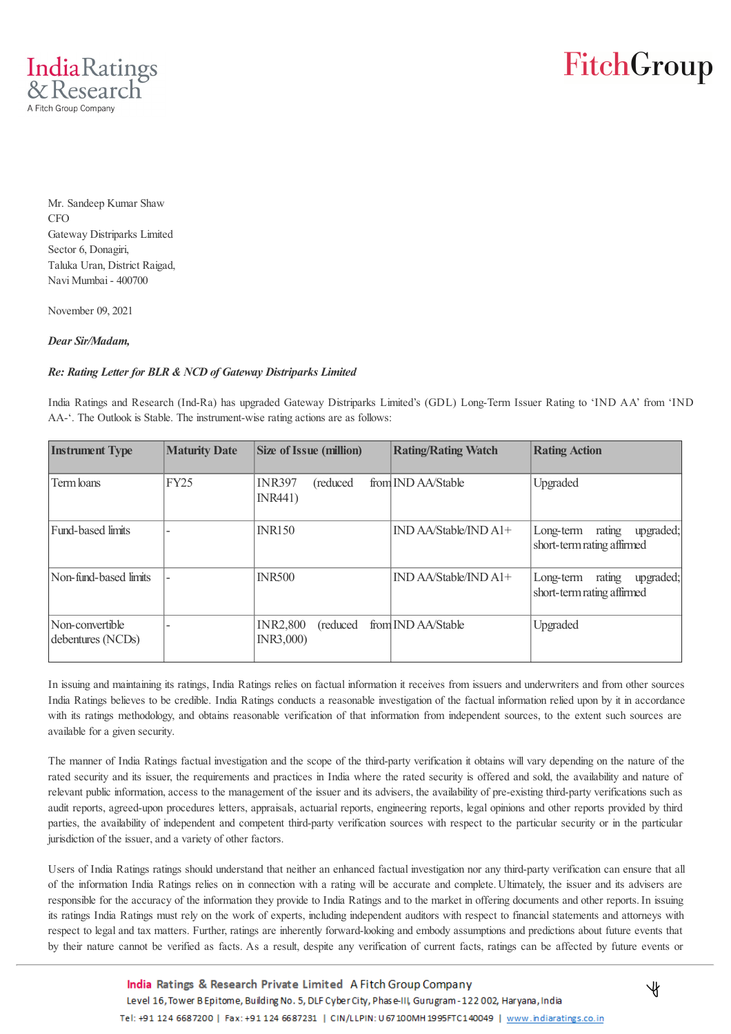Mr. Sandeep Kumar Shaw
CFO
Gateway Distriparks Limited
Sector 6, Donagiri,
Taluka Uran, District Raigad,
Navi Mumbai - 400700

November 09, 2021

***Dear Sir/Madam,***

***Re: Rating Letter for BLR & NCD of Gateway Distriparks Limited***

India Ratings and Research (Ind-Ra) has upgraded Gateway Distriparks Limited's (GDL) Long-Term Issuer Rating to 'IND AA' from 'IND AA-'. The Outlook is Stable. The instrument-wise rating actions are as follows:

| Instrument Type | Maturity Date | Size of Issue (million) | Rating/Rating Watch | Rating Action |
|---|---|---|---|---|
| Term loans | FY25 | INR397 (reduced from INR441) | IND AA/Stable | Upgraded |
| Fund-based limits | - | INR150 | IND AA/Stable/IND A1+ | Long-term rating upgraded; short-term rating affirmed |
| Non-fund-based limits | - | INR500 | IND AA/Stable/IND A1+ | Long-term rating upgraded; short-term rating affirmed |
| Non-convertible debentures (NCDs) | - | INR2,800 (reduced from INR3,000) | IND AA/Stable | Upgraded |

In issuing and maintaining its ratings, India Ratings relies on factual information it receives from issuers and underwriters and from other sources India Ratings believes to be credible. India Ratings conducts a reasonable investigation of the factual information relied upon by it in accordance with its ratings methodology, and obtains reasonable verification of that information from independent sources, to the extent such sources are available for a given security.

The manner of India Ratings factual investigation and the scope of the third-party verification it obtains will vary depending on the nature of the rated security and its issuer, the requirements and practices in India where the rated security is offered and sold, the availability and nature of relevant public information, access to the management of the issuer and its advisers, the availability of pre-existing third-party verifications such as audit reports, agreed-upon procedures letters, appraisals, actuarial reports, engineering reports, legal opinions and other reports provided by third parties, the availability of independent and competent third-party verification sources with respect to the particular security or in the particular jurisdiction of the issuer, and a variety of other factors.

Users of India Ratings ratings should understand that neither an enhanced factual investigation nor any third-party verification can ensure that all of the information India Ratings relies on in connection with a rating will be accurate and complete. Ultimately, the issuer and its advisers are responsible for the accuracy of the information they provide to India Ratings and to the market in offering documents and other reports. In issuing its ratings India Ratings must rely on the work of experts, including independent auditors with respect to financial statements and attorneys with respect to legal and tax matters. Further, ratings are inherently forward-looking and embody assumptions and predictions about future events that by their nature cannot be verified as facts. As a result, despite any verification of current facts, ratings can be affected by future events or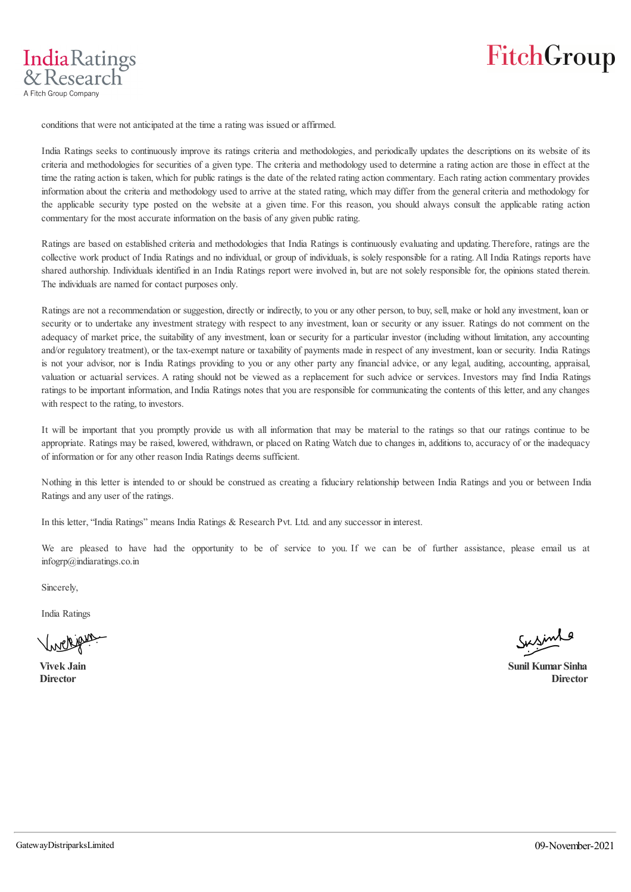conditions that were not anticipated at the time a rating was issued or affirmed.

India Ratings seeks to continuously improve its ratings criteria and methodologies, and periodically updates the descriptions on its website of its criteria and methodologies for securities of a given type. The criteria and methodology used to determine a rating action are those in effect at the time the rating action is taken, which for public ratings is the date of the related rating action commentary. Each rating action commentary provides information about the criteria and methodology used to arrive at the stated rating, which may differ from the general criteria and methodology for the applicable security type posted on the website at a given time. For this reason, you should always consult the applicable rating action commentary for the most accurate information on the basis of any given public rating.

Ratings are based on established criteria and methodologies that India Ratings is continuously evaluating and updating. Therefore, ratings are the collective work product of India Ratings and no individual, or group of individuals, is solely responsible for a rating. All India Ratings reports have shared authorship. Individuals identified in an India Ratings report were involved in, but are not solely responsible for, the opinions stated therein. The individuals are named for contact purposes only.

Ratings are not a recommendation or suggestion, directly or indirectly, to you or any other person, to buy, sell, make or hold any investment, loan or security or to undertake any investment strategy with respect to any investment, loan or security or any issuer. Ratings do not comment on the adequacy of market price, the suitability of any investment, loan or security for a particular investor (including without limitation, any accounting and/or regulatory treatment), or the tax-exempt nature or taxability of payments made in respect of any investment, loan or security. India Ratings is not your advisor, nor is India Ratings providing to you or any other party any financial advice, or any legal, auditing, accounting, appraisal, valuation or actuarial services. A rating should not be viewed as a replacement for such advice or services. Investors may find India Ratings ratings to be important information, and India Ratings notes that you are responsible for communicating the contents of this letter, and any changes with respect to the rating, to investors.

It will be important that you promptly provide us with all information that may be material to the ratings so that our ratings continue to be appropriate. Ratings may be raised, lowered, withdrawn, or placed on Rating Watch due to changes in, additions to, accuracy of or the inadequacy of information or for any other reason India Ratings deems sufficient.

Nothing in this letter is intended to or should be construed as creating a fiduciary relationship between India Ratings and you or between India Ratings and any user of the ratings.

In this letter, "India Ratings" means India Ratings & Research Pvt. Ltd. and any successor in interest.

We are pleased to have had the opportunity to be of service to you. If we can be of further assistance, please email us at infogrp@indiaratings.co.in

Sincerely,

India Ratings

**Vivek Jain**
**Director**

**Sunil Kumar Sinha**
**Director**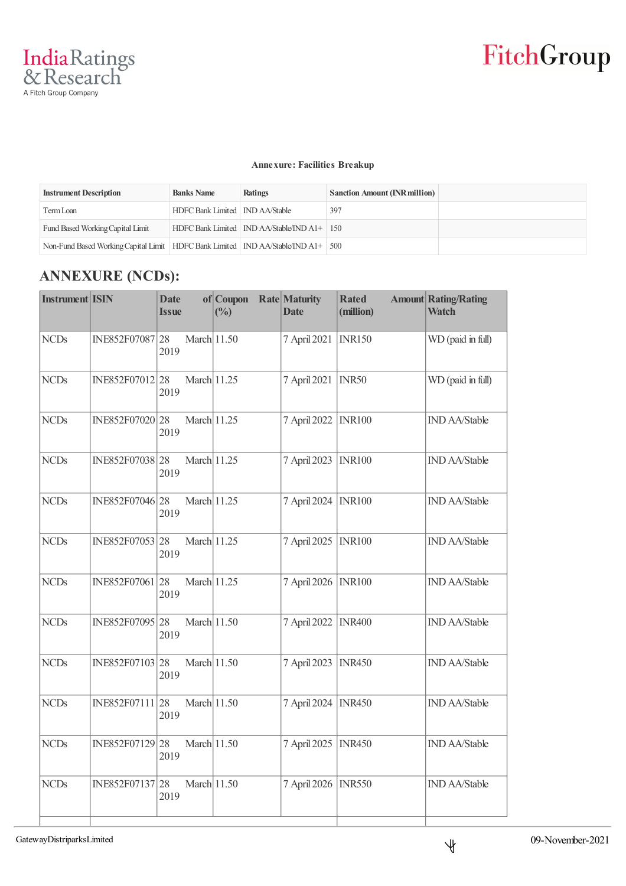**Annexure: Facilities Breakup**

| Instrument Description | Banks Name | Ratings | Sanction Amount (INR million) |
|---|---|---|---|
| Term Loan | HDFC Bank Limited | IND AA/Stable | 397 |
| Fund Based Working Capital Limit | HDFC Bank Limited | IND AA/Stable/IND A1+ | 150 |
| Non-Fund Based Working Capital Limit | HDFC Bank Limited | IND AA/Stable/IND A1+ | 500 |

## ANNEXURE (NCDs):

| Instrument | ISIN | Date of Issue | Coupon Rate (%) | Maturity Date | Rated Amount (million) | Rating/Rating Watch |
|---|---|---|---|---|---|---|
| NCDs | INE852F07087 | 28 March 2019 | 11.50 | 7 April 2021 | INR150 | WD (paid in full) |
| NCDs | INE852F07012 | 28 March 2019 | 11.25 | 7 April 2021 | INR50 | WD (paid in full) |
| NCDs | INE852F07020 | 28 March 2019 | 11.25 | 7 April 2022 | INR100 | IND AA/Stable |
| NCDs | INE852F07038 | 28 March 2019 | 11.25 | 7 April 2023 | INR100 | IND AA/Stable |
| NCDs | INE852F07046 | 28 March 2019 | 11.25 | 7 April 2024 | INR100 | IND AA/Stable |
| NCDs | INE852F07053 | 28 March 2019 | 11.25 | 7 April 2025 | INR100 | IND AA/Stable |
| NCDs | INE852F07061 | 28 March 2019 | 11.25 | 7 April 2026 | INR100 | IND AA/Stable |
| NCDs | INE852F07095 | 28 March 2019 | 11.50 | 7 April 2022 | INR400 | IND AA/Stable |
| NCDs | INE852F07103 | 28 March 2019 | 11.50 | 7 April 2023 | INR450 | IND AA/Stable |
| NCDs | INE852F07111 | 28 March 2019 | 11.50 | 7 April 2024 | INR450 | IND AA/Stable |
| NCDs | INE852F07129 | 28 March 2019 | 11.50 | 7 April 2025 | INR450 | IND AA/Stable |
| NCDs | INE852F07137 | 28 March 2019 | 11.50 | 7 April 2026 | INR550 | IND AA/Stable |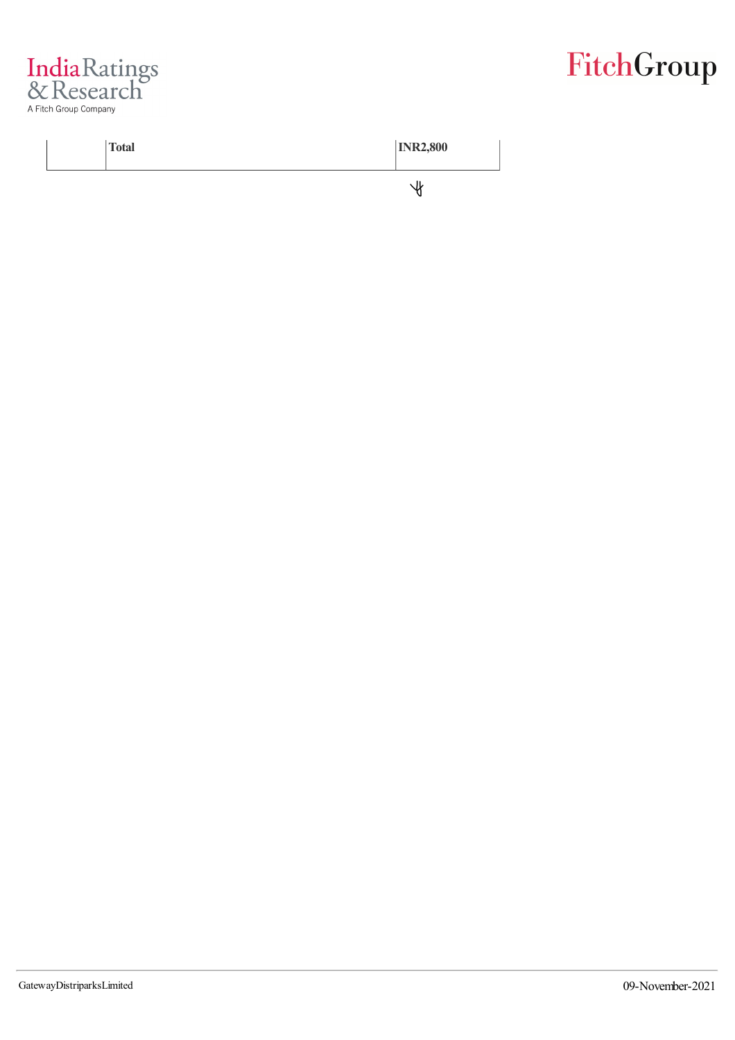| | | |
|---|---|---|
| | **Total** | **INR2,800** |